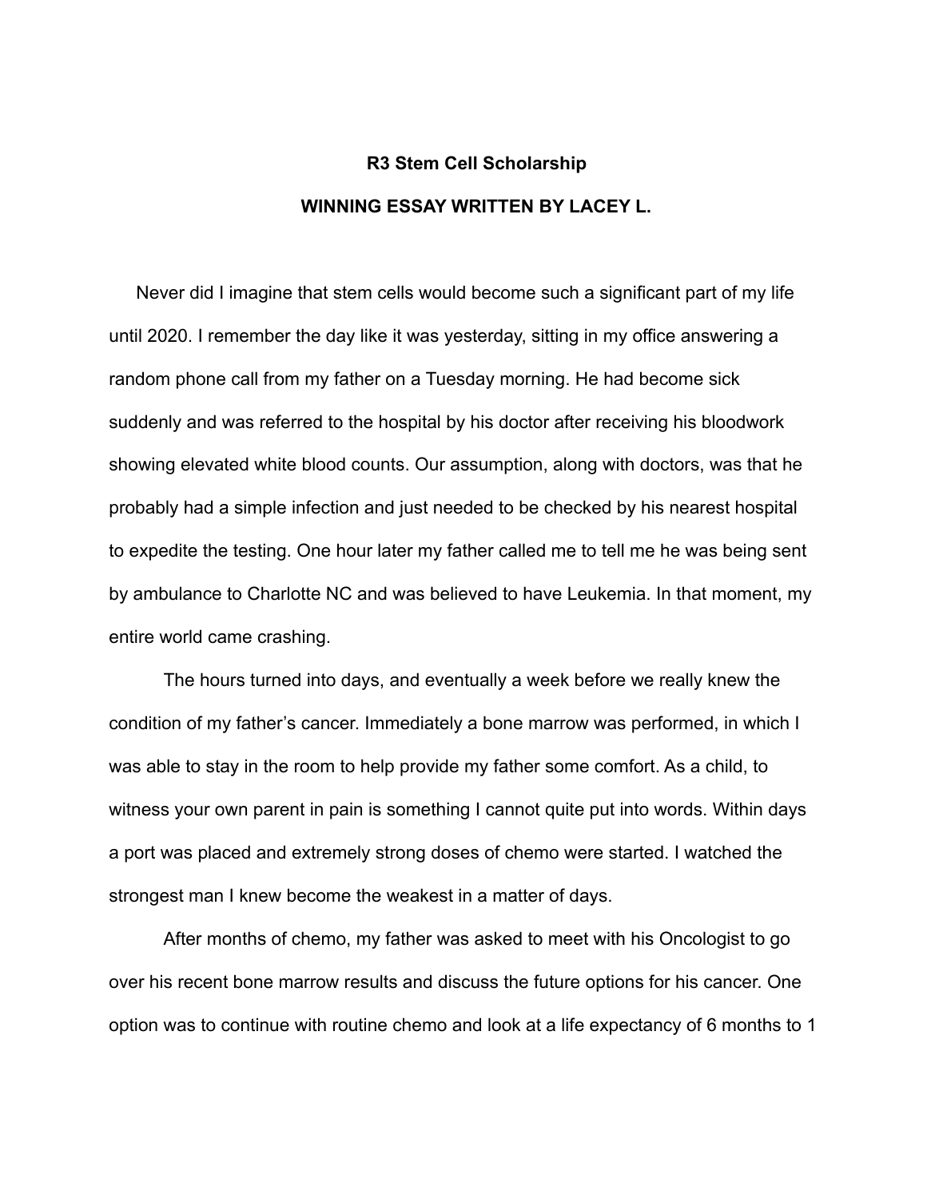**R3 Stem Cell Scholarship**

**WINNING ESSAY WRITTEN BY LACEY L.**

Never did I imagine that stem cells would become such a significant part of my life until 2020. I remember the day like it was yesterday, sitting in my office answering a random phone call from my father on a Tuesday morning. He had become sick suddenly and was referred to the hospital by his doctor after receiving his bloodwork showing elevated white blood counts. Our assumption, along with doctors, was that he probably had a simple infection and just needed to be checked by his nearest hospital to expedite the testing. One hour later my father called me to tell me he was being sent by ambulance to Charlotte NC and was believed to have Leukemia. In that moment, my entire world came crashing.

The hours turned into days, and eventually a week before we really knew the condition of my father's cancer. Immediately a bone marrow was performed, in which I was able to stay in the room to help provide my father some comfort. As a child, to witness your own parent in pain is something I cannot quite put into words. Within days a port was placed and extremely strong doses of chemo were started. I watched the strongest man I knew become the weakest in a matter of days.

After months of chemo, my father was asked to meet with his Oncologist to go over his recent bone marrow results and discuss the future options for his cancer. One option was to continue with routine chemo and look at a life expectancy of 6 months to 1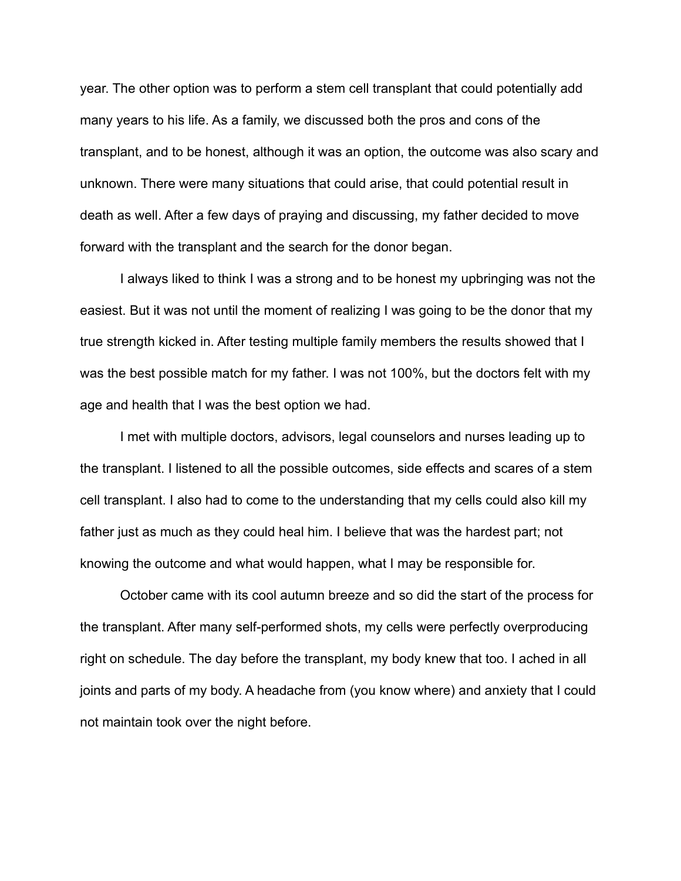year. The other option was to perform a stem cell transplant that could potentially add many years to his life. As a family, we discussed both the pros and cons of the transplant, and to be honest, although it was an option, the outcome was also scary and unknown. There were many situations that could arise, that could potential result in death as well. After a few days of praying and discussing, my father decided to move forward with the transplant and the search for the donor began.

I always liked to think I was a strong and to be honest my upbringing was not the easiest. But it was not until the moment of realizing I was going to be the donor that my true strength kicked in. After testing multiple family members the results showed that I was the best possible match for my father. I was not 100%, but the doctors felt with my age and health that I was the best option we had.

I met with multiple doctors, advisors, legal counselors and nurses leading up to the transplant. I listened to all the possible outcomes, side effects and scares of a stem cell transplant. I also had to come to the understanding that my cells could also kill my father just as much as they could heal him. I believe that was the hardest part; not knowing the outcome and what would happen, what I may be responsible for.

October came with its cool autumn breeze and so did the start of the process for the transplant. After many self-performed shots, my cells were perfectly overproducing right on schedule. The day before the transplant, my body knew that too. I ached in all joints and parts of my body. A headache from (you know where) and anxiety that I could not maintain took over the night before.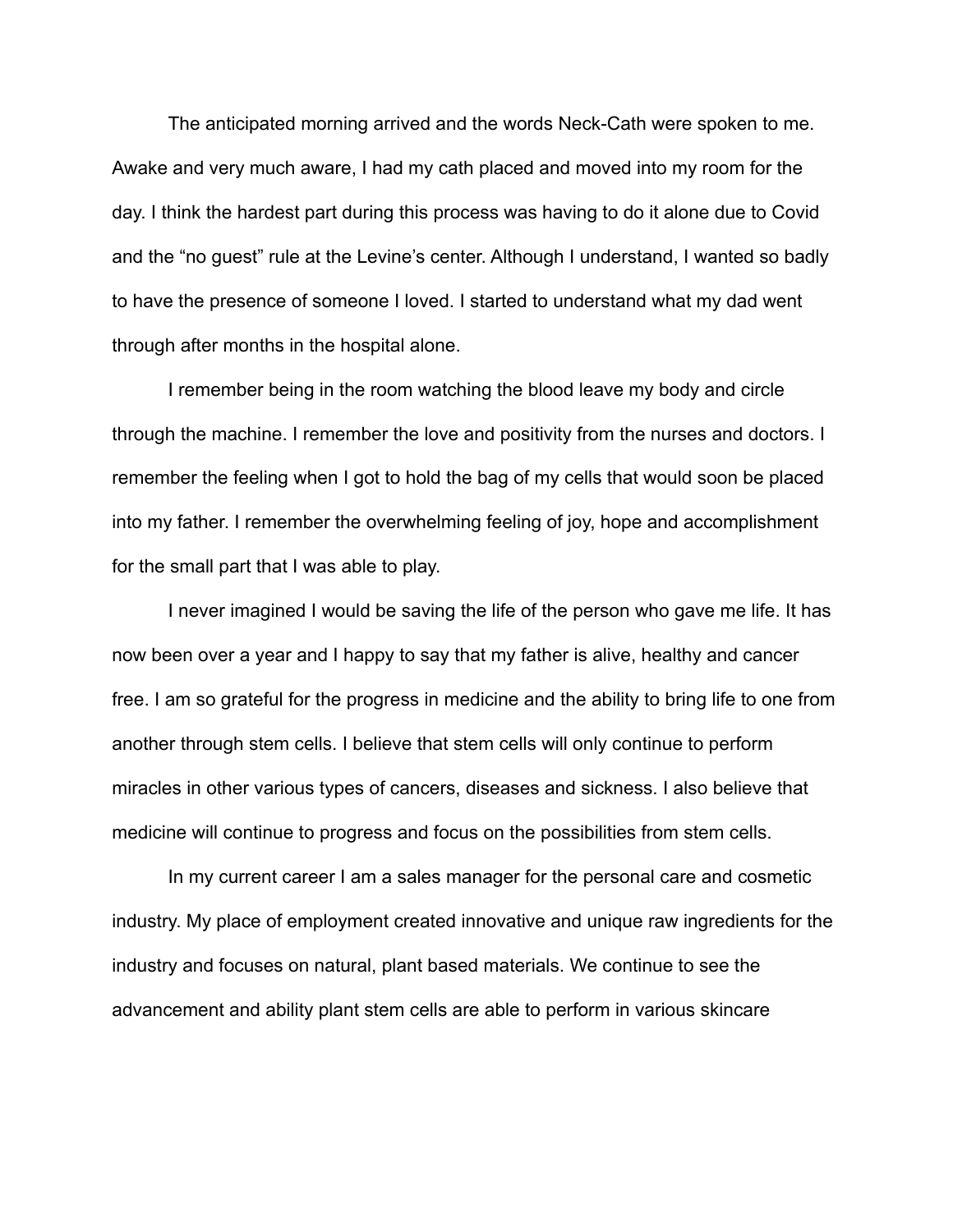The anticipated morning arrived and the words Neck-Cath were spoken to me. Awake and very much aware, I had my cath placed and moved into my room for the day. I think the hardest part during this process was having to do it alone due to Covid and the "no guest" rule at the Levine's center. Although I understand, I wanted so badly to have the presence of someone I loved. I started to understand what my dad went through after months in the hospital alone.

I remember being in the room watching the blood leave my body and circle through the machine. I remember the love and positivity from the nurses and doctors. I remember the feeling when I got to hold the bag of my cells that would soon be placed into my father. I remember the overwhelming feeling of joy, hope and accomplishment for the small part that I was able to play.

I never imagined I would be saving the life of the person who gave me life. It has now been over a year and I happy to say that my father is alive, healthy and cancer free. I am so grateful for the progress in medicine and the ability to bring life to one from another through stem cells. I believe that stem cells will only continue to perform miracles in other various types of cancers, diseases and sickness. I also believe that medicine will continue to progress and focus on the possibilities from stem cells.

In my current career I am a sales manager for the personal care and cosmetic industry. My place of employment created innovative and unique raw ingredients for the industry and focuses on natural, plant based materials. We continue to see the advancement and ability plant stem cells are able to perform in various skincare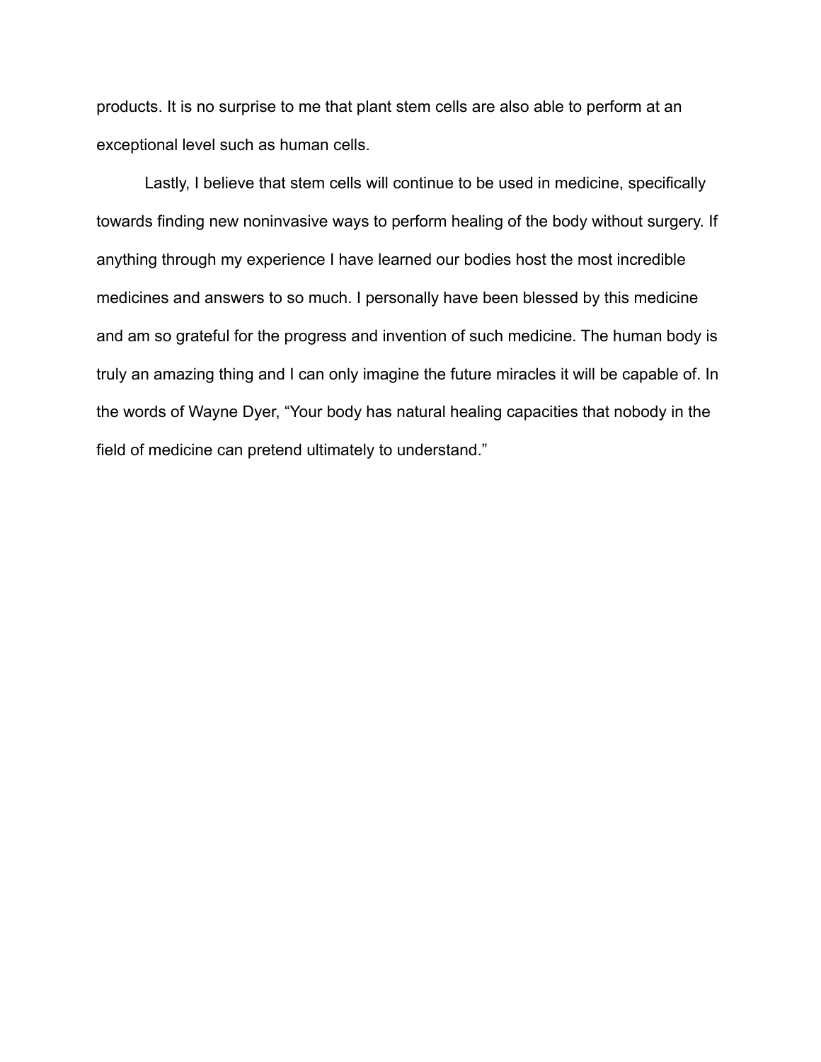products. It is no surprise to me that plant stem cells are also able to perform at an exceptional level such as human cells.

Lastly, I believe that stem cells will continue to be used in medicine, specifically towards finding new noninvasive ways to perform healing of the body without surgery. If anything through my experience I have learned our bodies host the most incredible medicines and answers to so much. I personally have been blessed by this medicine and am so grateful for the progress and invention of such medicine. The human body is truly an amazing thing and I can only imagine the future miracles it will be capable of. In the words of Wayne Dyer, “Your body has natural healing capacities that nobody in the field of medicine can pretend ultimately to understand.”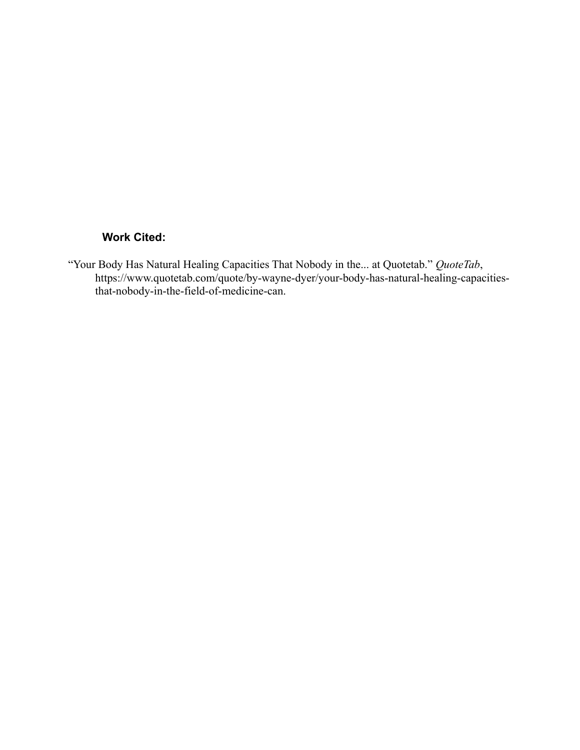**Work Cited:**

"Your Body Has Natural Healing Capacities That Nobody in the... at Quotetab." *QuoteTab*, https://www.quotetab.com/quote/by-wayne-dyer/your-body-has-natural-healing-capacities-that-nobody-in-the-field-of-medicine-can.